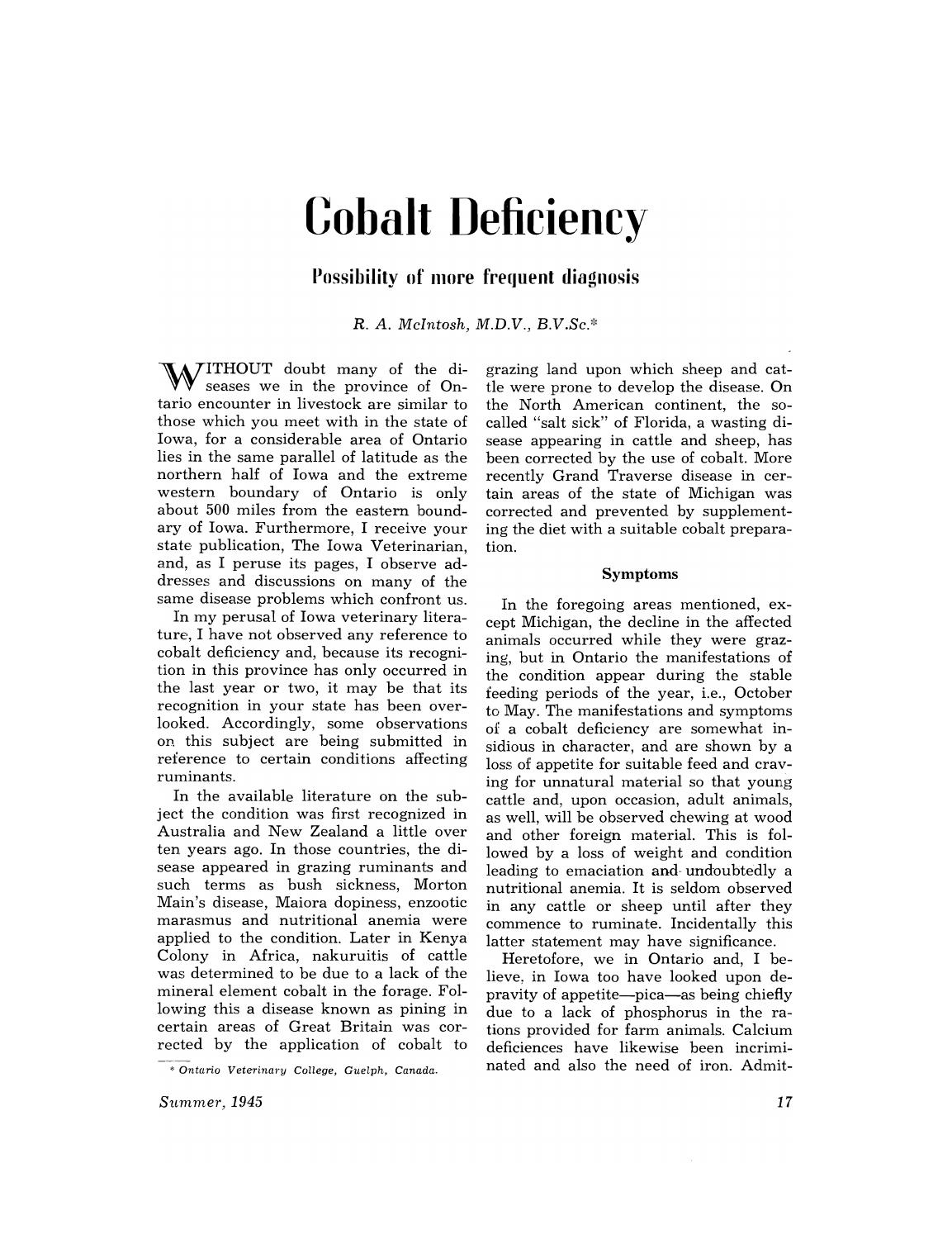# Cobalt Deficiency

## Possibility of more frequent diagnosis

*R. A. McIntosh, M.D.V., B.V.Sc.**

WITHOUT doubt many of the diseases we in the province of Ontario encounter in livestock are similar to those which you meet with in the state of Iowa, for a considerable area of Ontario lies in the same parallel of latitude as the northern half of Iowa and the extreme western boundary of Ontario is only about 500 miles from the eastern boundary of Iowa. Furthermore, I receive your state publication, The Iowa Veterinarian, and, as I peruse its pages, I observe addresses and discussions on many of the same disease problems which confront us.

In my perusal of Iowa veterinary literature, I have not observed any reference to cobalt deficiency and, because its recognition in this province has only occurred in the last year or two, it may be that its recognition in your state has been overlooked. Accordingly, some observations on this subject are being submitted in reference to certain conditions affecting ruminants.

In the available literature on the subject the condition was first recognized in Australia and New Zealand a little over ten years ago. In those countries, the disease appeared in grazing ruminants and such terms as bush sickness, Morton Main's disease, Maiora dopiness, enzootic marasmus and nutritional anemia were applied to the condition. Later in Kenya Colony in Africa, nakuruitis of cattle was determined to be due to a lack of the mineral element cobalt in the forage. Following this a disease known as pining in certain areas of Great Britain was corrected by the application of cobalt to grazing land upon which sheep and cattle were prone to develop the disease. On the North American continent, the so-called "salt sick" of Florida, a wasting disease appearing in cattle and sheep, has been corrected by the use of cobalt. More recently Grand Traverse disease in certain areas of the state of Michigan was corrected and prevented by supplementing the diet with a suitable cobalt preparation.

### Symptoms

In the foregoing areas mentioned, except Michigan, the decline in the affected animals occurred while they were grazing, but in Ontario the manifestations of the condition appear during the stable feeding periods of the year, i.e., October to May. The manifestations and symptoms of a cobalt deficiency are somewhat insidious in character, and are shown by a loss of appetite for suitable feed and craving for unnatural material so that young cattle and, upon occasion, adult animals, as well, will be observed chewing at wood and other foreign material. This is followed by a loss of weight and condition leading to emaciation and undoubtedly a nutritional anemia. It is seldom observed in any cattle or sheep until after they commence to ruminate. Incidentally this latter statement may have significance.

Heretofore, we in Ontario and, I believe, in Iowa too have looked upon depravity of appetite—pica—as being chiefly due to a lack of phosphorus in the rations provided for farm animals. Calcium deficiences have likewise been incriminated and also the need of iron. Admit-

\* *Ontario Veterinary College, Guelph, Canada.*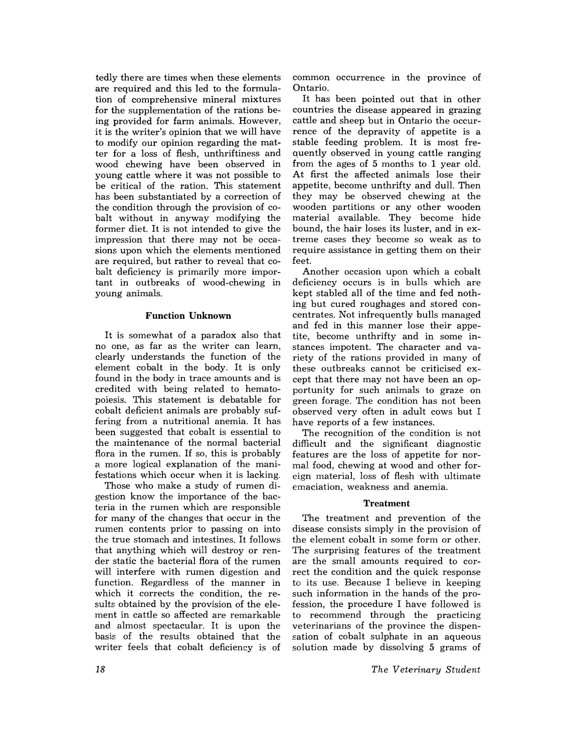tedly there are times when these elements are required and this led to the formulation of comprehensive mineral mixtures for the supplementation of the rations being provided for farm animals. However, it is the writer's opinion that we will have to modify our opinion regarding the matter for a loss of flesh, unthriftiness and wood chewing have been observed in young cattle where it was not possible to be critical of the ration. This statement has been substantiated by a correction of the condition through the provision of cobalt without in anyway modifying the former diet. It is not intended to give the impression that there may not be occasions upon which the elements mentioned are required, but rather to reveal that cobalt deficiency is primarily more important in outbreaks of wood-chewing in young animals.

### Function Unknown

It is somewhat of a paradox also that no one, as far as the writer can learn, clearly understands the function of the element cobalt in the body. It is only found in the body in trace amounts and is credited with being related to hematopoiesis. This statement is debatable for cobalt deficient animals are probably suffering from a nutritional anemia. It has been suggested that cobalt is essential to the maintenance of the normal bacterial flora in the rumen. If so, this is probably a more logical explanation of the manifestations which occur when it is lacking.

Those who make a study of rumen digestion know the importance of the bacteria in the rumen which are responsible for many of the changes that occur in the rumen contents prior to passing on into the true stomach and intestines. It follows that anything which will destroy or render static the bacterial flora of the rumen will interfere with rumen digestion and function. Regardless of the manner in which it corrects the condition, the results obtained by the provision of the element in cattle so affected are remarkable and almost spectacular. It is upon the basis of the results obtained that the writer feels that cobalt deficiency is of common occurrence in the province of Ontario.

It has been pointed out that in other countries the disease appeared in grazing cattle and sheep but in Ontario the occurrence of the depravity of appetite is a stable feeding problem. It is most frequently observed in young cattle ranging from the ages of 5 months to 1 year old. At first the affected animals lose their appetite, become unthrifty and dull. Then they may be observed chewing at the wooden partitions or any other wooden material available. They become hide bound, the hair loses its luster, and in extreme cases they become so weak as to require assistance in getting them on their feet.

Another occasion upon which a cobalt deficiency occurs is in bulls which are kept stabled all of the time and fed nothing but cured roughages and stored concentrates. Not infrequently bulls managed and fed in this manner lose their appetite, become unthrifty and in some instances impotent. The character and variety of the rations provided in many of these outbreaks cannot be criticised except that there may not have been an opportunity for such animals to graze on green forage. The condition has not been observed very often in adult cows but I have reports of a few instances.

The recognition of the condition is not difficult and the significant diagnostic features are the loss of appetite for normal food, chewing at wood and other foreign material, loss of flesh with ultimate emaciation, weakness and anemia.

### Treatment

The treatment and prevention of the disease consists simply in the provision of the element cobalt in some form or other. The surprising features of the treatment are the small amounts required to correct the condition and the quick response to its use. Because I believe in keeping such information in the hands of the profession, the procedure I have followed is to recommend through the practicing veterinarians of the province the dispensation of cobalt sulphate in an aqueous solution made by dissolving 5 grams of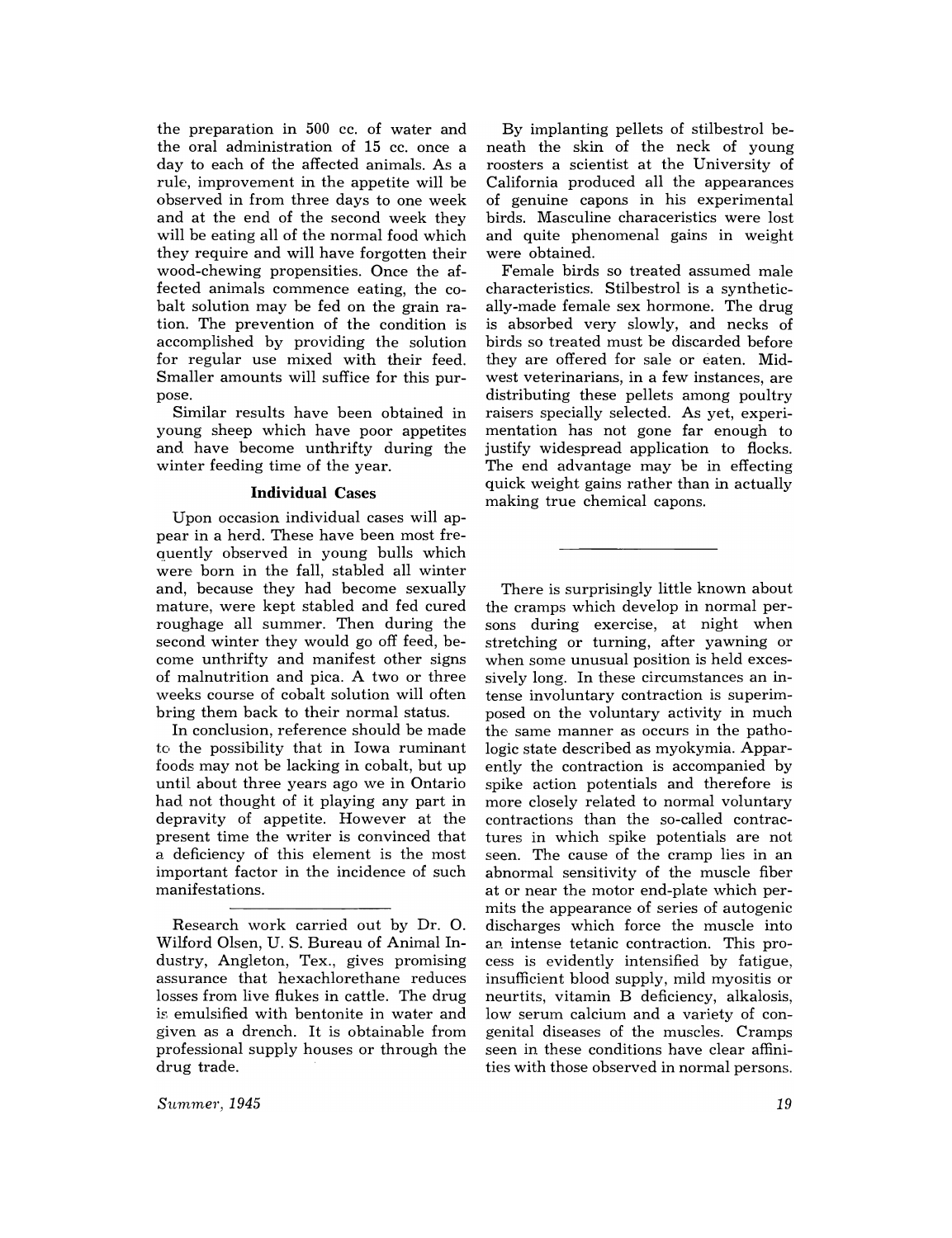the preparation in 500 cc. of water and the oral administration of 15 cc. once a day to each of the affected animals. As a rule, improvement in the appetite will be observed in from three days to one week and at the end of the second week they will be eating all of the normal food which they require and will have forgotten their wood-chewing propensities. Once the affected animals commence eating, the cobalt solution may be fed on the grain ration. The prevention of the condition is accomplished by providing the solution for regular use mixed with their feed. Smaller amounts will suffice for this purpose.

Similar results have been obtained in young sheep which have poor appetites and have become unthrifty during the winter feeding time of the year.

### Individual Cases

Upon occasion individual cases will appear in a herd. These have been most frequently observed in young bulls which were born in the fall, stabled all winter and, because they had become sexually mature, were kept stabled and fed cured roughage all summer. Then during the second winter they would go off feed, become unthrifty and manifest other signs of malnutrition and pica. A two or three weeks course of cobalt solution will often bring them back to their normal status.

In conclusion, reference should be made to the possibility that in Iowa ruminant foods may not be lacking in cobalt, but up until about three years ago we in Ontario had not thought of it playing any part in depravity of appetite. However at the present time the writer is convinced that a deficiency of this element is the most important factor in the incidence of such manifestations.

---

Research work carried out by Dr. O. Wilford Olsen, U. S. Bureau of Animal Industry, Angleton, Tex., gives promising assurance that hexachlorethane reduces losses from live flukes in cattle. The drug is emulsified with bentonite in water and given as a drench. It is obtainable from professional supply houses or through the drug trade.

By implanting pellets of stilbestrol beneath the skin of the neck of young roosters a scientist at the University of California produced all the appearances of genuine capons in his experimental birds. Masculine characeristics were lost and quite phenomenal gains in weight were obtained.

Female birds so treated assumed male characteristics. Stilbestrol is a synthetically-made female sex hormone. The drug is absorbed very slowly, and necks of birds so treated must be discarded before they are offered for sale or eaten. Midwest veterinarians, in a few instances, are distributing these pellets among poultry raisers specially selected. As yet, experimentation has not gone far enough to justify widespread application to flocks. The end advantage may be in effecting quick weight gains rather than in actually making true chemical capons.

---

There is surprisingly little known about the cramps which develop in normal persons during exercise, at night when stretching or turning, after yawning or when some unusual position is held excessively long. In these circumstances an intense involuntary contraction is superimposed on the voluntary activity in much the same manner as occurs in the pathologic state described as myokymia. Apparently the contraction is accompanied by spike action potentials and therefore is more closely related to normal voluntary contractions than the so-called contractures in which spike potentials are not seen. The cause of the cramp lies in an abnormal sensitivity of the muscle fiber at or near the motor end-plate which permits the appearance of series of autogenic discharges which force the muscle into an intense tetanic contraction. This process is evidently intensified by fatigue, insufficient blood supply, mild myositis or neurtits, vitamin B deficiency, alkalosis, low serum calcium and a variety of congenital diseases of the muscles. Cramps seen in these conditions have clear affinities with those observed in normal persons.